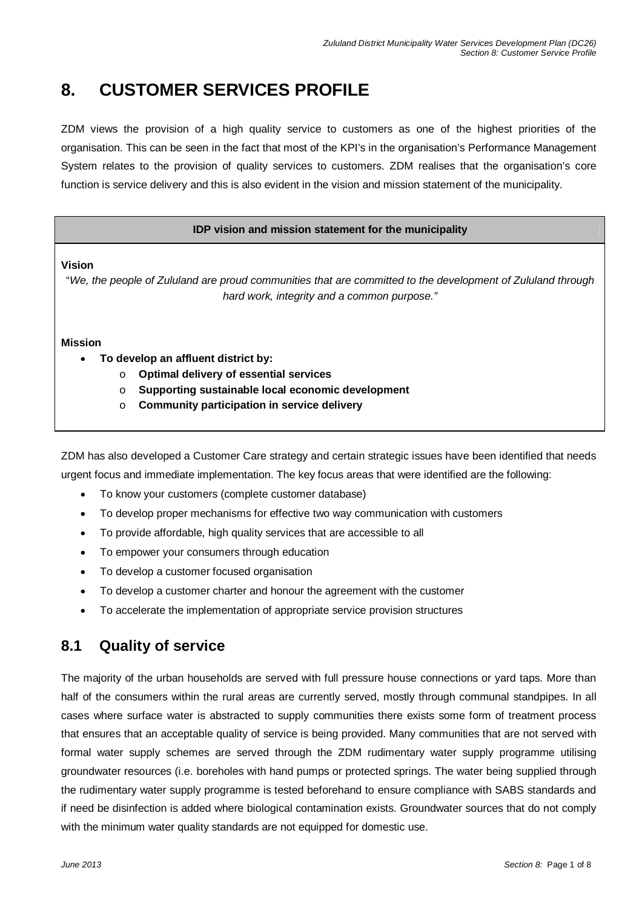# 8. CUSTOMER SERVICES PROFILE

ZDM views the provision of a high quality service to customers as one of the highest priorities of the organisation. This can be seen in the fact that most of the KPI's in the organisation's Performance Management System relates to the provision of quality services to customers. ZDM realises that the organisation's core function is service delivery and this is also evident in the vision and mission statement of the municipality.

| IDP vision and mission statement for the municipality |
| --- |
| **Vision**<br>"*We, the people of Zululand are proud communities that are committed to the development of Zululand through hard work, integrity and a common purpose.*"<br><br>**Mission**<br>• **To develop an affluent district by:**<br>  o **Optimal delivery of essential services**<br>  o **Supporting sustainable local economic development**<br>  o **Community participation in service delivery** |

ZDM has also developed a Customer Care strategy and certain strategic issues have been identified that needs urgent focus and immediate implementation. The key focus areas that were identified are the following:

- To know your customers (complete customer database)
- To develop proper mechanisms for effective two way communication with customers
- To provide affordable, high quality services that are accessible to all
- To empower your consumers through education
- To develop a customer focused organisation
- To develop a customer charter and honour the agreement with the customer
- To accelerate the implementation of appropriate service provision structures

## 8.1 Quality of service

The majority of the urban households are served with full pressure house connections or yard taps. More than half of the consumers within the rural areas are currently served, mostly through communal standpipes. In all cases where surface water is abstracted to supply communities there exists some form of treatment process that ensures that an acceptable quality of service is being provided. Many communities that are not served with formal water supply schemes are served through the ZDM rudimentary water supply programme utilising groundwater resources (i.e. boreholes with hand pumps or protected springs. The water being supplied through the rudimentary water supply programme is tested beforehand to ensure compliance with SABS standards and if need be disinfection is added where biological contamination exists. Groundwater sources that do not comply with the minimum water quality standards are not equipped for domestic use.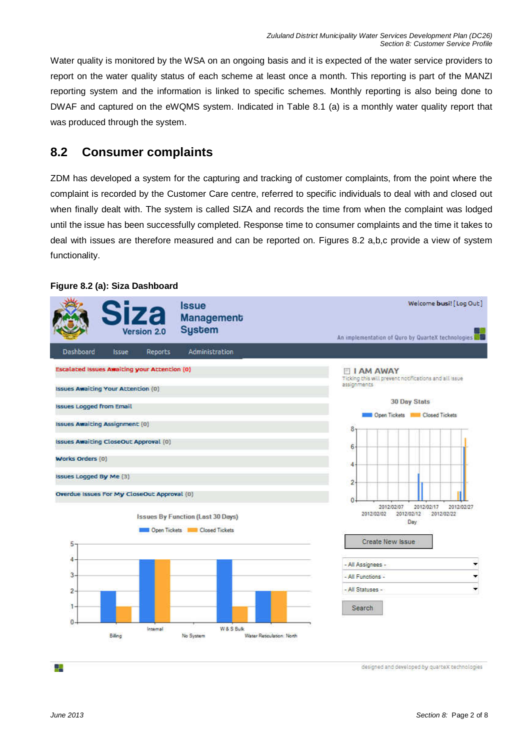Water quality is monitored by the WSA on an ongoing basis and it is expected of the water service providers to report on the water quality status of each scheme at least once a month. This reporting is part of the MANZI reporting system and the information is linked to specific schemes. Monthly reporting is also being done to DWAF and captured on the eWQMS system. Indicated in Table 8.1 (a) is a monthly water quality report that was produced through the system.

## 8.2 Consumer complaints

ZDM has developed a system for the capturing and tracking of customer complaints, from the point where the complaint is recorded by the Customer Care centre, referred to specific individuals to deal with and closed out when finally dealt with. The system is called SIZA and records the time from when the complaint was lodged until the issue has been successfully completed. Response time to consumer complaints and the time it takes to deal with issues are therefore measured and can be reported on. Figures 8.2 a,b,c provide a view of system functionality.

**Figure 8.2 (a): Siza Dashboard**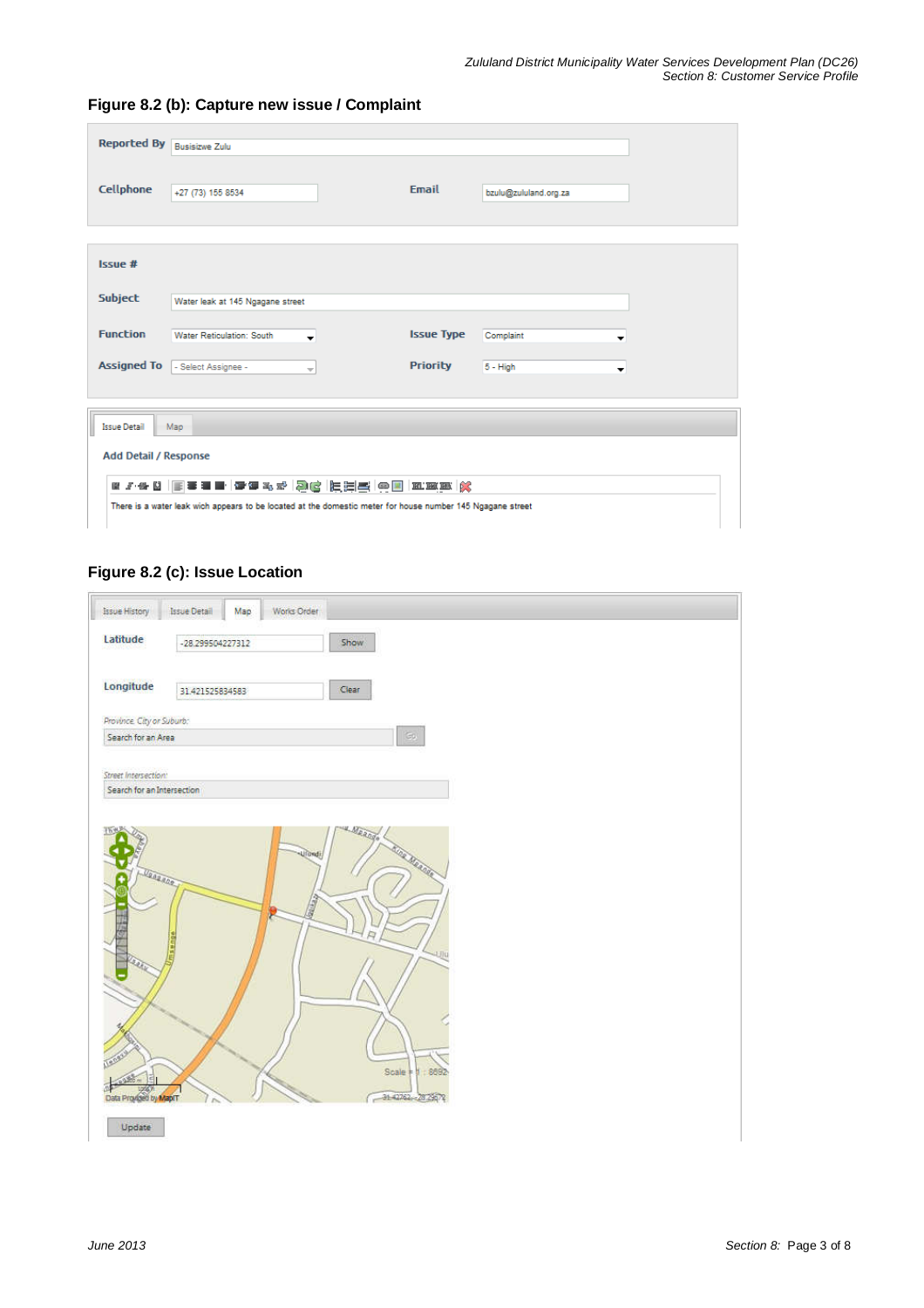### Figure 8.2 (b): Capture new issue / Complaint

| | | | |
|---|---|---|---|
| **Reported By** | Busisizwe Zulu | | |
| **Cellphone** | +27 (73) 155 8534 | **Email** | bzulu@zululand.org.za |

| | | | |
|---|---|---|---|
| **Issue #** | | | |
| **Subject** | Water leak at 145 Ngagane street | | |
| **Function** | Water Reticulation: South | **Issue Type** | Complaint |
| **Assigned To** | - Select Assignee - | **Priority** | 5 - High |

Issue Detail | Map

**Add Detail / Response**

There is a water leak wich appears to be located at the domestic meter for house number 145 Ngagane street

### Figure 8.2 (c): Issue Location

Issue History | Issue Detail | Map | Works Order

**Latitude** -28.299504227312 [Show]

**Longitude** 31.421525834583 [Clear]

*Province, City or Suburb:*

Search for an Area [Go]

*Street Intersection:*

Search for an Intersection

Scale = 1 : 8692

Data Provided by MapIT

[Update]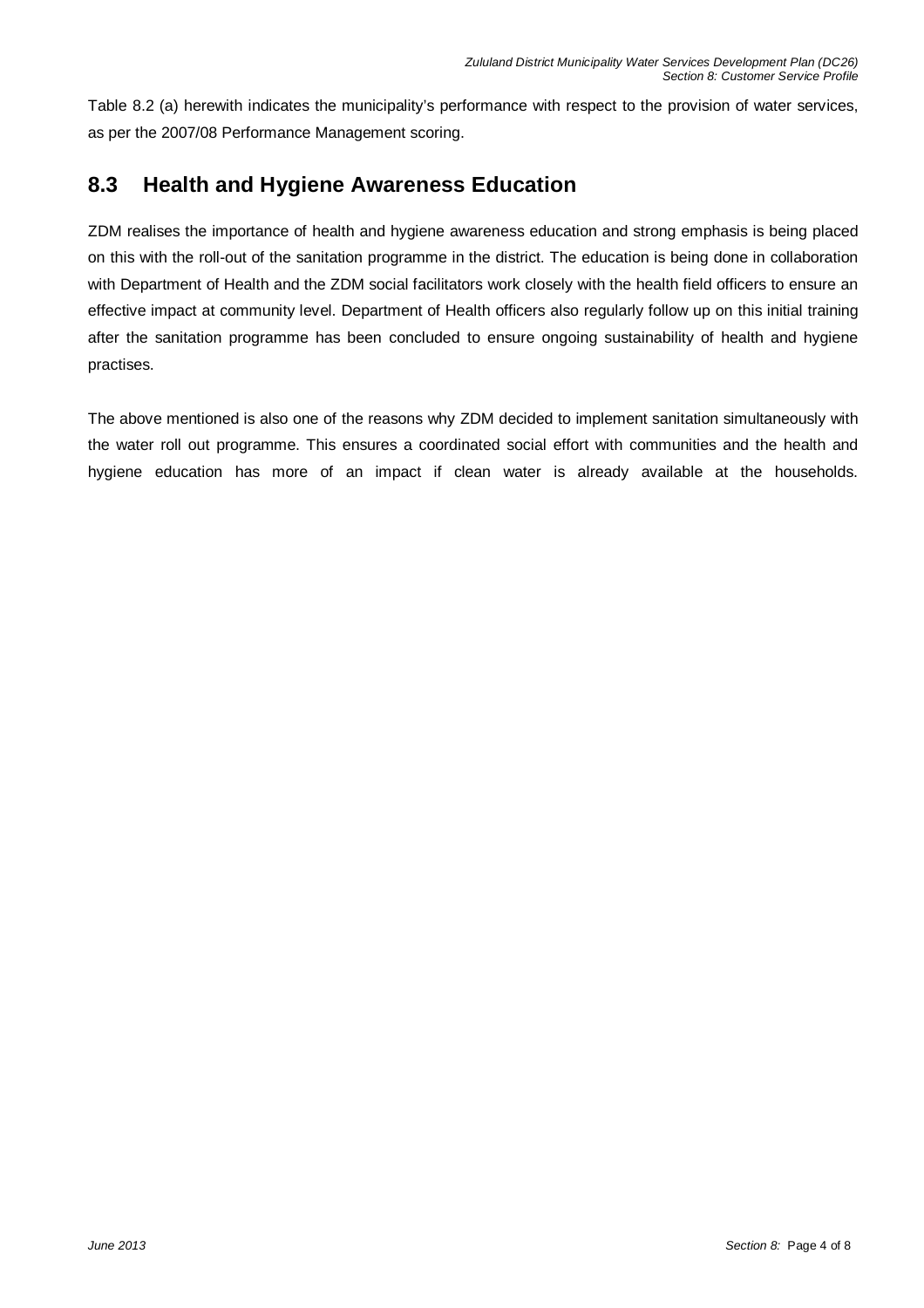Table 8.2 (a) herewith indicates the municipality's performance with respect to the provision of water services, as per the 2007/08 Performance Management scoring.

## 8.3 Health and Hygiene Awareness Education

ZDM realises the importance of health and hygiene awareness education and strong emphasis is being placed on this with the roll-out of the sanitation programme in the district. The education is being done in collaboration with Department of Health and the ZDM social facilitators work closely with the health field officers to ensure an effective impact at community level. Department of Health officers also regularly follow up on this initial training after the sanitation programme has been concluded to ensure ongoing sustainability of health and hygiene practises.

The above mentioned is also one of the reasons why ZDM decided to implement sanitation simultaneously with the water roll out programme. This ensures a coordinated social effort with communities and the health and hygiene education has more of an impact if clean water is already available at the households.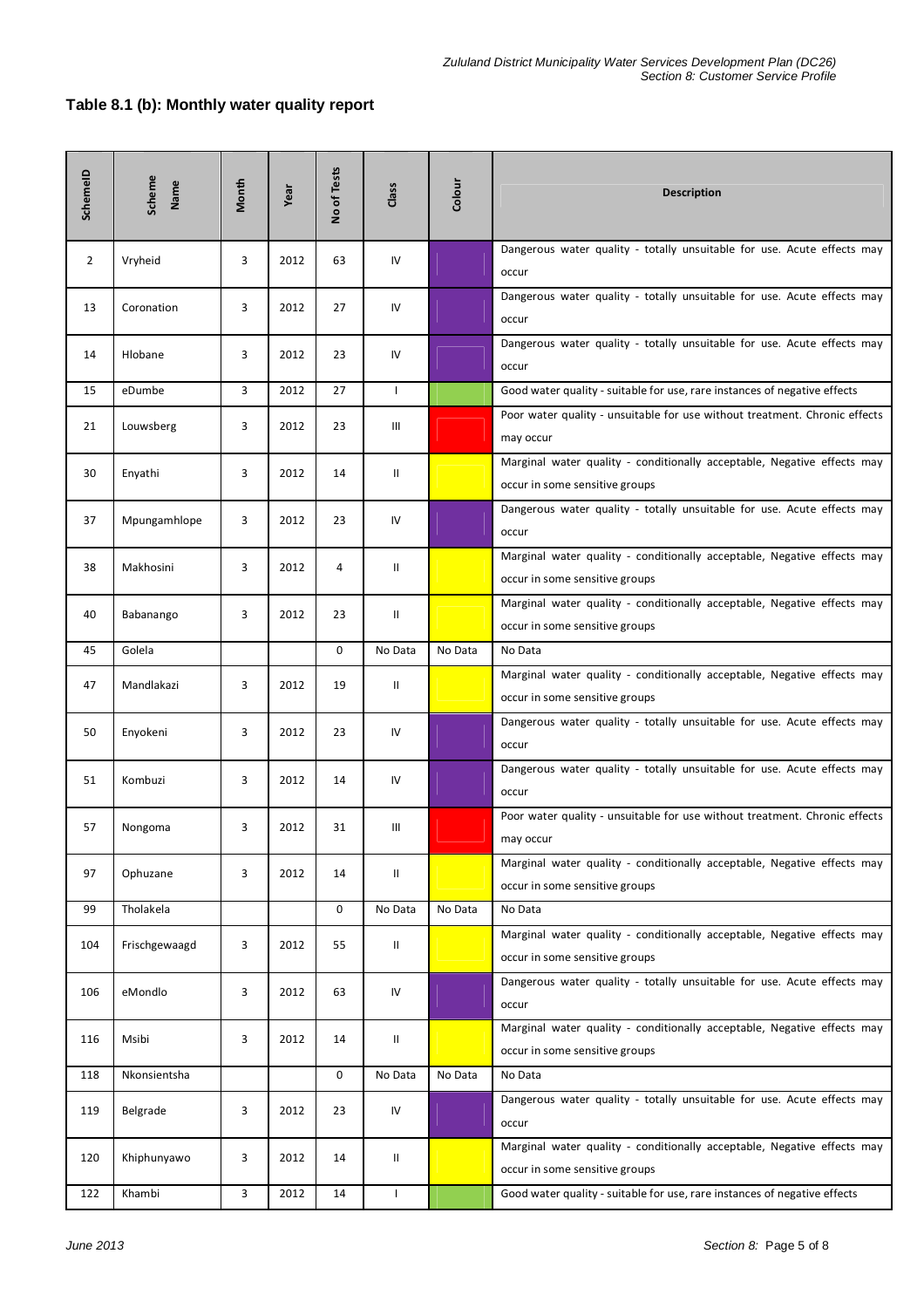### Table 8.1 (b): Monthly water quality report

| SchemeID | Scheme Name | Month | Year | No of Tests | Class | Colour | Description |
|---|---|---|---|---|---|---|---|
| 2 | Vryheid | 3 | 2012 | 63 | IV | | Dangerous water quality - totally unsuitable for use. Acute effects may occur |
| 13 | Coronation | 3 | 2012 | 27 | IV | | Dangerous water quality - totally unsuitable for use. Acute effects may occur |
| 14 | Hlobane | 3 | 2012 | 23 | IV | | Dangerous water quality - totally unsuitable for use. Acute effects may occur |
| 15 | eDumbe | 3 | 2012 | 27 | I | | Good water quality - suitable for use, rare instances of negative effects |
| 21 | Louwsberg | 3 | 2012 | 23 | III | | Poor water quality - unsuitable for use without treatment. Chronic effects may occur |
| 30 | Enyathi | 3 | 2012 | 14 | II | | Marginal water quality - conditionally acceptable, Negative effects may occur in some sensitive groups |
| 37 | Mpungamhlope | 3 | 2012 | 23 | IV | | Dangerous water quality - totally unsuitable for use. Acute effects may occur |
| 38 | Makhosini | 3 | 2012 | 4 | II | | Marginal water quality - conditionally acceptable, Negative effects may occur in some sensitive groups |
| 40 | Babanango | 3 | 2012 | 23 | II | | Marginal water quality - conditionally acceptable, Negative effects may occur in some sensitive groups |
| 45 | Golela | | | 0 | No Data | No Data | No Data |
| 47 | Mandlakazi | 3 | 2012 | 19 | II | | Marginal water quality - conditionally acceptable, Negative effects may occur in some sensitive groups |
| 50 | Enyokeni | 3 | 2012 | 23 | IV | | Dangerous water quality - totally unsuitable for use. Acute effects may occur |
| 51 | Kombuzi | 3 | 2012 | 14 | IV | | Dangerous water quality - totally unsuitable for use. Acute effects may occur |
| 57 | Nongoma | 3 | 2012 | 31 | III | | Poor water quality - unsuitable for use without treatment. Chronic effects may occur |
| 97 | Ophuzane | 3 | 2012 | 14 | II | | Marginal water quality - conditionally acceptable, Negative effects may occur in some sensitive groups |
| 99 | Tholakela | | | 0 | No Data | No Data | No Data |
| 104 | Frischgewaagd | 3 | 2012 | 55 | II | | Marginal water quality - conditionally acceptable, Negative effects may occur in some sensitive groups |
| 106 | eMondlo | 3 | 2012 | 63 | IV | | Dangerous water quality - totally unsuitable for use. Acute effects may occur |
| 116 | Msibi | 3 | 2012 | 14 | II | | Marginal water quality - conditionally acceptable, Negative effects may occur in some sensitive groups |
| 118 | Nkonsientsha | | | 0 | No Data | No Data | No Data |
| 119 | Belgrade | 3 | 2012 | 23 | IV | | Dangerous water quality - totally unsuitable for use. Acute effects may occur |
| 120 | Khiphunyawo | 3 | 2012 | 14 | II | | Marginal water quality - conditionally acceptable, Negative effects may occur in some sensitive groups |
| 122 | Khambi | 3 | 2012 | 14 | I | | Good water quality - suitable for use, rare instances of negative effects |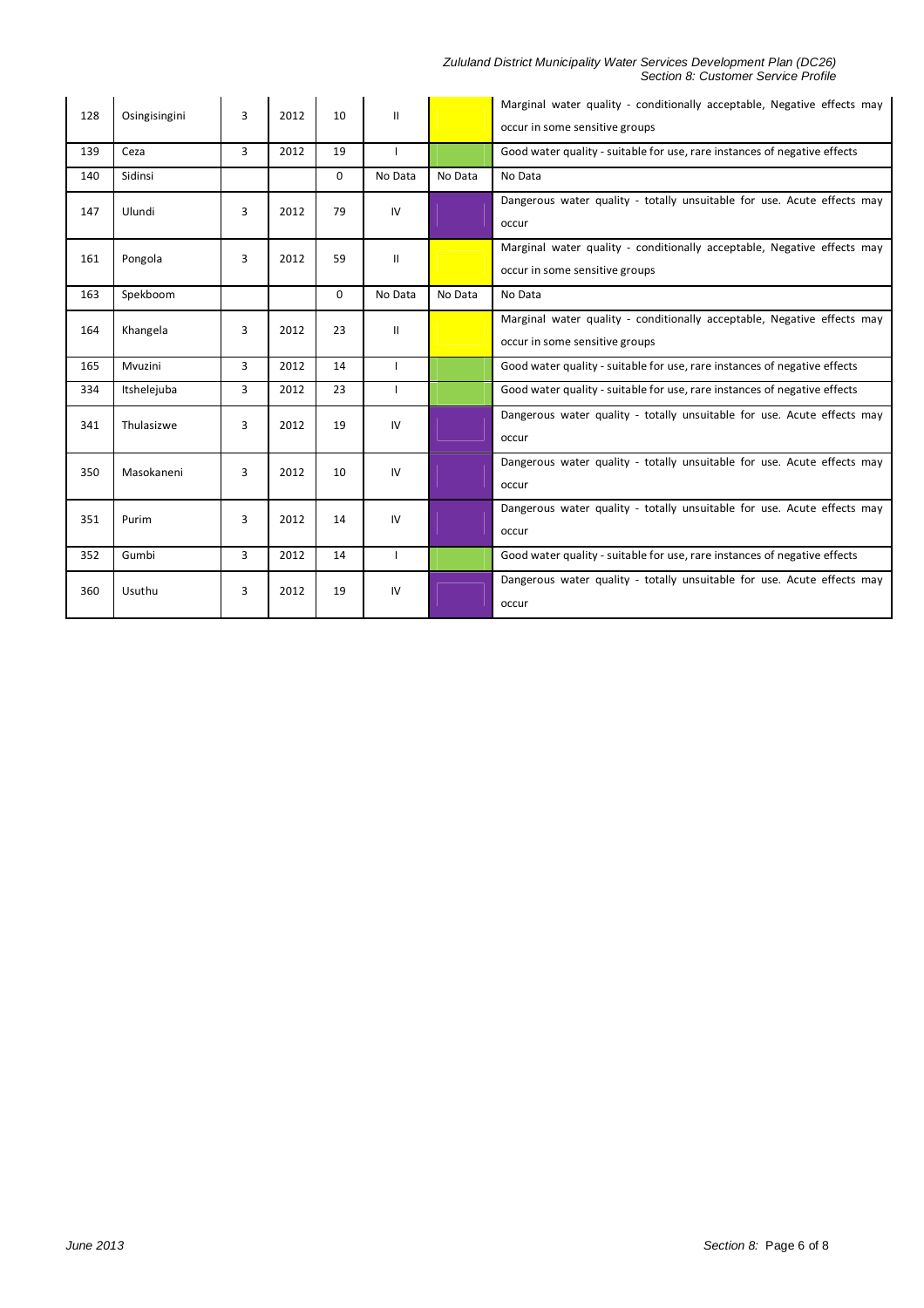| | | | | | | | |
|---|---|---|---|---|---|---|---|
| 128 | Osingisingini | 3 | 2012 | 10 | II | | Marginal water quality - conditionally acceptable, Negative effects may occur in some sensitive groups |
| 139 | Ceza | 3 | 2012 | 19 | I | | Good water quality - suitable for use, rare instances of negative effects |
| 140 | Sidinsi | | | 0 | No Data | No Data | No Data |
| 147 | Ulundi | 3 | 2012 | 79 | IV | | Dangerous water quality - totally unsuitable for use. Acute effects may occur |
| 161 | Pongola | 3 | 2012 | 59 | II | | Marginal water quality - conditionally acceptable, Negative effects may occur in some sensitive groups |
| 163 | Spekboom | | | 0 | No Data | No Data | No Data |
| 164 | Khangela | 3 | 2012 | 23 | II | | Marginal water quality - conditionally acceptable, Negative effects may occur in some sensitive groups |
| 165 | Mvuzini | 3 | 2012 | 14 | I | | Good water quality - suitable for use, rare instances of negative effects |
| 334 | Itshelejuba | 3 | 2012 | 23 | I | | Good water quality - suitable for use, rare instances of negative effects |
| 341 | Thulasizwe | 3 | 2012 | 19 | IV | | Dangerous water quality - totally unsuitable for use. Acute effects may occur |
| 350 | Masokaneni | 3 | 2012 | 10 | IV | | Dangerous water quality - totally unsuitable for use. Acute effects may occur |
| 351 | Purim | 3 | 2012 | 14 | IV | | Dangerous water quality - totally unsuitable for use. Acute effects may occur |
| 352 | Gumbi | 3 | 2012 | 14 | I | | Good water quality - suitable for use, rare instances of negative effects |
| 360 | Usuthu | 3 | 2012 | 19 | IV | | Dangerous water quality - totally unsuitable for use. Acute effects may occur |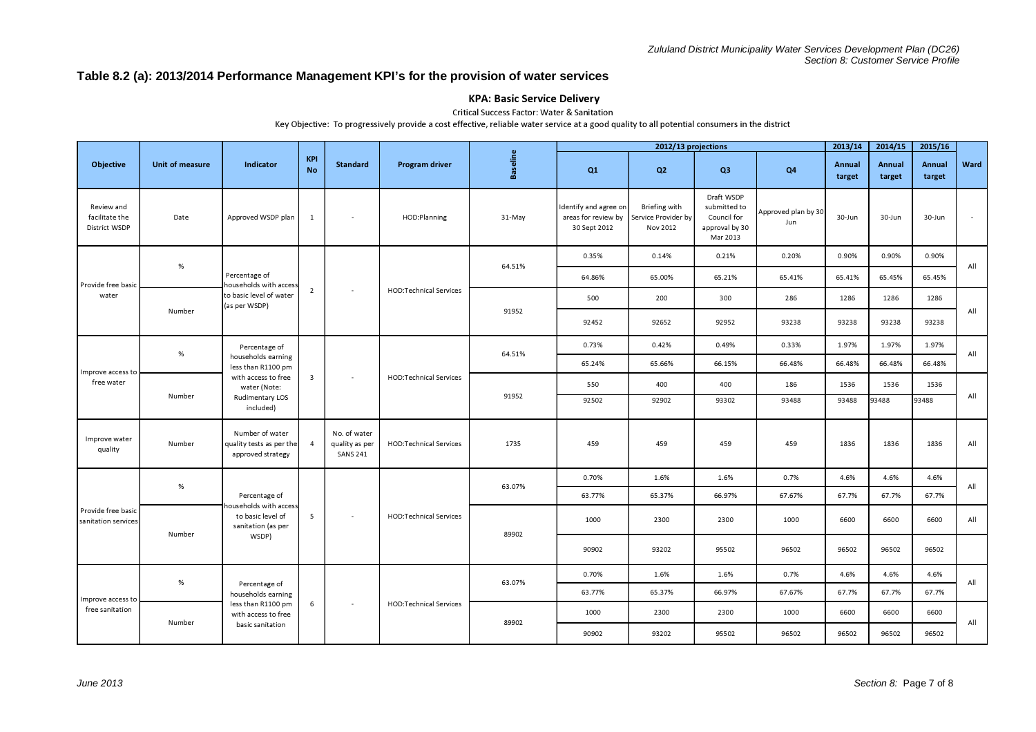## Table 8.2 (a): 2013/2014 Performance Management KPI's for the provision of water services

### KPA: Basic Service Delivery

Critical Success Factor: Water & Sanitation

Key Objective: To progressively provide a cost effective, reliable water service at a good quality to all potential consumers in the district

| Objective | Unit of measure | Indicator | KPI No | Standard | Program driver | Baseline | 2012/13 projections | | | | 2013/14 | 2014/15 | 2015/16 | Ward |
|---|---|---|---|---|---|---|---|---|---|---|---|---|---|---|
| | | | | | | | Q1 | Q2 | Q3 | Q4 | Annual target | Annual target | Annual target | |
| Review and facilitate the District WSDP | Date | Approved WSDP plan | 1 | - | HOD:Planning | 31-May | Identify and agree on areas for review by 30 Sept 2012 | Briefing with Service Provider by Nov 2012 | Draft WSDP submitted to Council for approval by 30 Mar 2013 | Approved plan by 30 Jun | 30-Jun | 30-Jun | 30-Jun | - |
| Provide free basic water | % | Percentage of households with access to basic level of water (as per WSDP) | 2 | - | HOD:Technical Services | 64.51% | 0.35% | 0.14% | 0.21% | 0.20% | 0.90% | 0.90% | 0.90% | All |
| | | | | | | | 64.86% | 65.00% | 65.21% | 65.41% | 65.41% | 65.45% | 65.45% | |
| | Number | | | | | 91952 | 500 | 200 | 300 | 286 | 1286 | 1286 | 1286 | All |
| | | | | | | | 92452 | 92652 | 92952 | 93238 | 93238 | 93238 | 93238 | |
| Improve access to free water | % | Percentage of households earning less than R1100 pm with access to free water (Note: Rudimentary LOS included) | 3 | - | HOD:Technical Services | 64.51% | 0.73% | 0.42% | 0.49% | 0.33% | 1.97% | 1.97% | 1.97% | All |
| | | | | | | | 65.24% | 65.66% | 66.15% | 66.48% | 66.48% | 66.48% | 66.48% | |
| | Number | | | | | 91952 | 550 | 400 | 400 | 186 | 1536 | 1536 | 1536 | All |
| | | | | | | | 92502 | 92902 | 93302 | 93488 | 93488 | 93488 | 93488 | |
| Improve water quality | Number | Number of water quality tests as per the approved strategy | 4 | No. of water quality as per SANS 241 | HOD:Technical Services | 1735 | 459 | 459 | 459 | 459 | 1836 | 1836 | 1836 | All |
| Provide free basic sanitation services | % | Percentage of households with access to basic level of sanitation (as per WSDP) | 5 | - | HOD:Technical Services | 63.07% | 0.70% | 1.6% | 1.6% | 0.7% | 4.6% | 4.6% | 4.6% | All |
| | | | | | | | 63.77% | 65.37% | 66.97% | 67.67% | 67.7% | 67.7% | 67.7% | |
| | Number | | | | | 89902 | 1000 | 2300 | 2300 | 1000 | 6600 | 6600 | 6600 | All |
| | | | | | | | 90902 | 93202 | 95502 | 96502 | 96502 | 96502 | 96502 | |
| Improve access to free sanitation | % | Percentage of households earning less than R1100 pm with access to free basic sanitation | 6 | - | HOD:Technical Services | 63.07% | 0.70% | 1.6% | 1.6% | 0.7% | 4.6% | 4.6% | 4.6% | All |
| | | | | | | | 63.77% | 65.37% | 66.97% | 67.67% | 67.7% | 67.7% | 67.7% | |
| | Number | | | | | 89902 | 1000 | 2300 | 2300 | 1000 | 6600 | 6600 | 6600 | All |
| | | | | | | | 90902 | 93202 | 95502 | 96502 | 96502 | 96502 | 96502 | |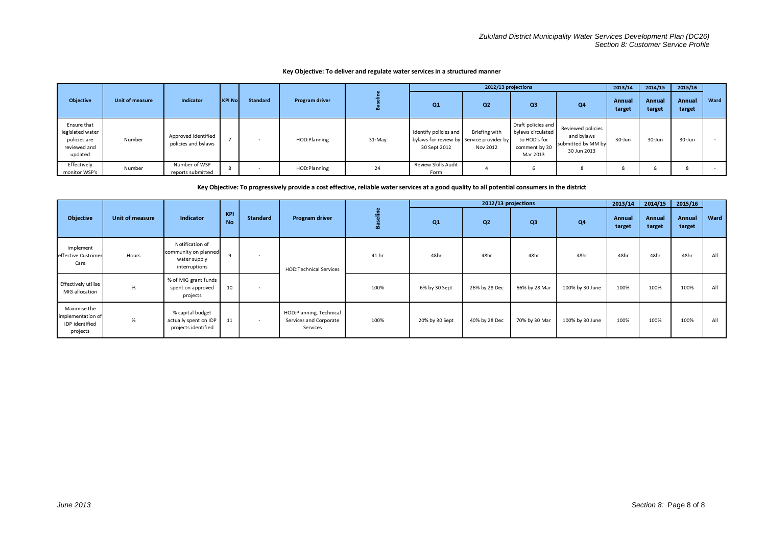**Key Objective: To deliver and regulate water services in a structured manner**

| Objective | Unit of measure | Indicator | KPI No | Standard | Program driver | Baseline | 2012/13 projections | | | | 2013/14 | 2014/15 | 2015/16 | Ward |
|---|---|---|---|---|---|---|---|---|---|---|---|---|---|---|
| | | | | | | | Q1 | Q2 | Q3 | Q4 | Annual target | Annual target | Annual target | |
| Ensure that legislated water policies are reviewed and updated | Number | Approved identified policies and bylaws | 7 | - | HOD:Planning | 31-May | Identify policies and bylaws for review by 30 Sept 2012 | Briefing with Service provider by Nov 2012 | Draft policies and bylaws circulated to HOD's for comment by 30 Mar 2013 | Reviewed policies and bylaws submitted by MM by 30 Jun 2013 | 30-Jun | 30-Jun | 30-Jun | - |
| Effectively monitor WSP's | Number | Number of WSP reports submitted | 8 | - | HOD:Planning | 24 | Review Skills Audit Form | 4 | 6 | 8 | 8 | 8 | 8 | - |

**Key Objective: To progressively provide a cost effective, reliable water services at a good quality to all potential consumers in the district**

| Objective | Unit of measure | Indicator | KPI No | Standard | Program driver | Baseline | 2012/13 projections | | | | 2013/14 | 2014/15 | 2015/16 | Ward |
|---|---|---|---|---|---|---|---|---|---|---|---|---|---|---|
| | | | | | | | Q1 | Q2 | Q3 | Q4 | Annual target | Annual target | Annual target | |
| Implement effective Customer Care | Hours | Notification of community on planned water supply interruptions | 9 | - | HOD:Technical Services | 41 hr | 48hr | 48hr | 48hr | 48hr | 48hr | 48hr | 48hr | All |
| Effectively utilise MIG allocation | % | % of MIG grant funds spent on approved projects | 10 | - | | 100% | 6% by 30 Sept | 26% by 28 Dec | 66% by 28 Mar | 100% by 30 June | 100% | 100% | 100% | All |
| Maximise the implementation of IDP identified projects | % | % capital budget actually spent on IDP projects identified | 11 | - | HOD:Planning, Technical Services and Corporate Services | 100% | 20% by 30 Sept | 40% by 28 Dec | 70% by 30 Mar | 100% by 30 June | 100% | 100% | 100% | All |